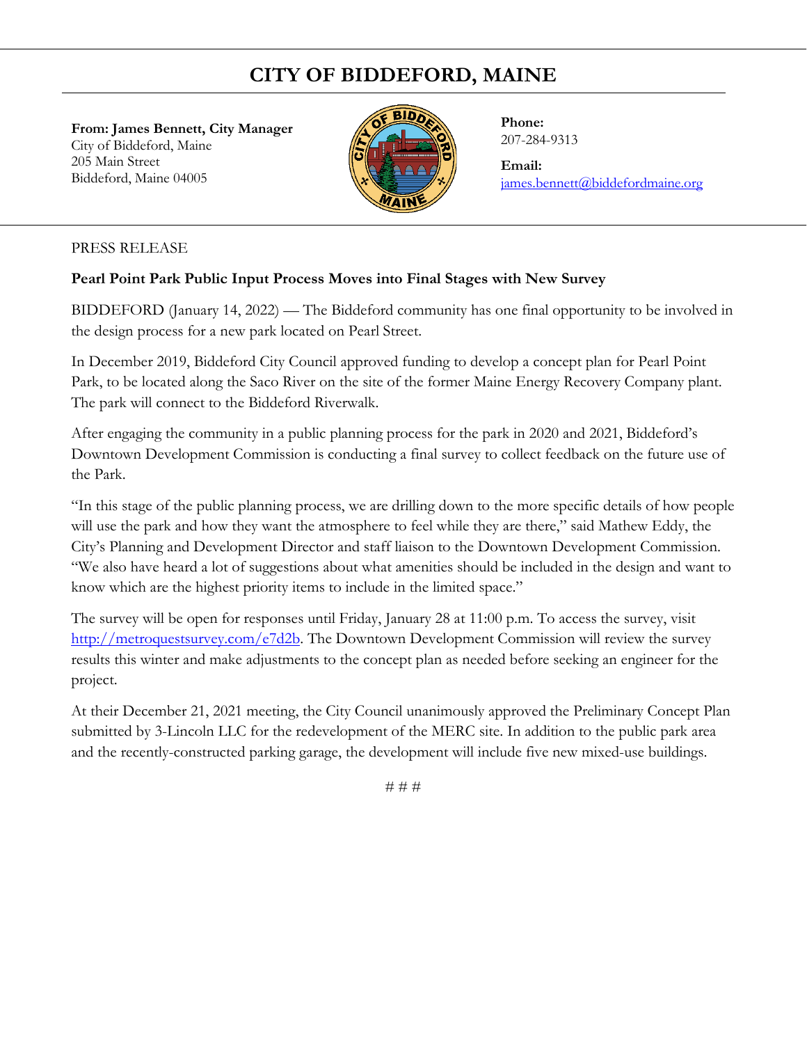# CITY OF BIDDEFORD, MAINE

**From: James Bennett, City Manager**
City of Biddeford, Maine
205 Main Street
Biddeford, Maine 04005

**Phone:**
207-284-9313

**Email:**
james.bennett@biddefordmaine.org

PRESS RELEASE

**Pearl Point Park Public Input Process Moves into Final Stages with New Survey**

BIDDEFORD (January 14, 2022) — The Biddeford community has one final opportunity to be involved in the design process for a new park located on Pearl Street.

In December 2019, Biddeford City Council approved funding to develop a concept plan for Pearl Point Park, to be located along the Saco River on the site of the former Maine Energy Recovery Company plant. The park will connect to the Biddeford Riverwalk.

After engaging the community in a public planning process for the park in 2020 and 2021, Biddeford's Downtown Development Commission is conducting a final survey to collect feedback on the future use of the Park.

"In this stage of the public planning process, we are drilling down to the more specific details of how people will use the park and how they want the atmosphere to feel while they are there," said Mathew Eddy, the City's Planning and Development Director and staff liaison to the Downtown Development Commission. "We also have heard a lot of suggestions about what amenities should be included in the design and want to know which are the highest priority items to include in the limited space."

The survey will be open for responses until Friday, January 28 at 11:00 p.m. To access the survey, visit http://metroquestsurvey.com/e7d2b. The Downtown Development Commission will review the survey results this winter and make adjustments to the concept plan as needed before seeking an engineer for the project.

At their December 21, 2021 meeting, the City Council unanimously approved the Preliminary Concept Plan submitted by 3-Lincoln LLC for the redevelopment of the MERC site. In addition to the public park area and the recently-constructed parking garage, the development will include five new mixed-use buildings.

# # #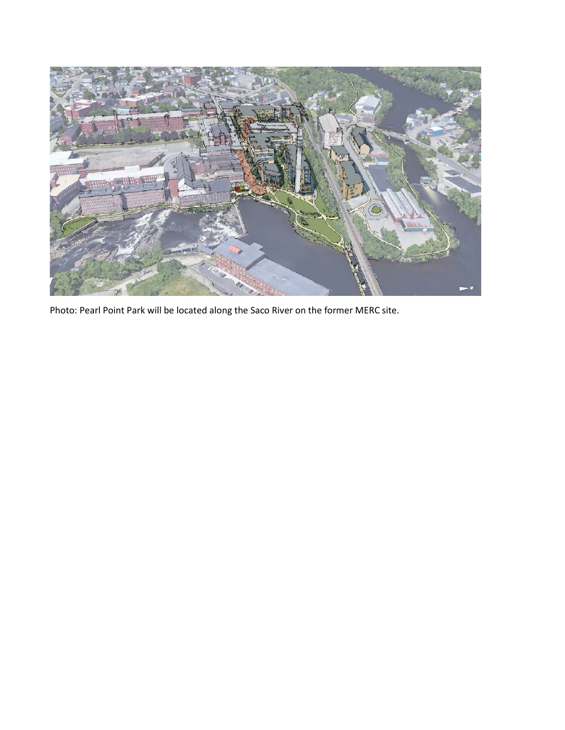Photo: Pearl Point Park will be located along the Saco River on the former MERC site.